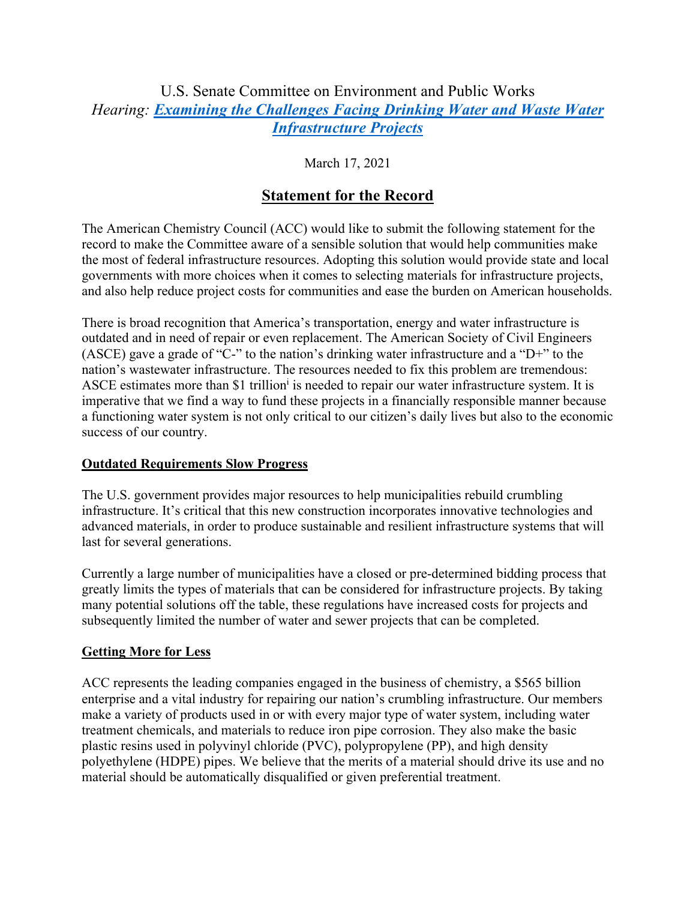# U.S. Senate Committee on Environment and Public Works

*Hearing: **Examining the Challenges Facing Drinking Water and Waste Water Infrastructure Projects***

March 17, 2021

## Statement for the Record

The American Chemistry Council (ACC) would like to submit the following statement for the record to make the Committee aware of a sensible solution that would help communities make the most of federal infrastructure resources. Adopting this solution would provide state and local governments with more choices when it comes to selecting materials for infrastructure projects, and also help reduce project costs for communities and ease the burden on American households.

There is broad recognition that America's transportation, energy and water infrastructure is outdated and in need of repair or even replacement. The American Society of Civil Engineers (ASCE) gave a grade of "C-" to the nation's drinking water infrastructure and a "D+" to the nation's wastewater infrastructure. The resources needed to fix this problem are tremendous: ASCE estimates more than $1 trillion[i] is needed to repair our water infrastructure system. It is imperative that we find a way to fund these projects in a financially responsible manner because a functioning water system is not only critical to our citizen's daily lives but also to the economic success of our country.

**Outdated Requirements Slow Progress**

The U.S. government provides major resources to help municipalities rebuild crumbling infrastructure. It's critical that this new construction incorporates innovative technologies and advanced materials, in order to produce sustainable and resilient infrastructure systems that will last for several generations.

Currently a large number of municipalities have a closed or pre-determined bidding process that greatly limits the types of materials that can be considered for infrastructure projects. By taking many potential solutions off the table, these regulations have increased costs for projects and subsequently limited the number of water and sewer projects that can be completed.

**Getting More for Less**

ACC represents the leading companies engaged in the business of chemistry, a $565 billion enterprise and a vital industry for repairing our nation's crumbling infrastructure. Our members make a variety of products used in or with every major type of water system, including water treatment chemicals, and materials to reduce iron pipe corrosion. They also make the basic plastic resins used in polyvinyl chloride (PVC), polypropylene (PP), and high density polyethylene (HDPE) pipes. We believe that the merits of a material should drive its use and no material should be automatically disqualified or given preferential treatment.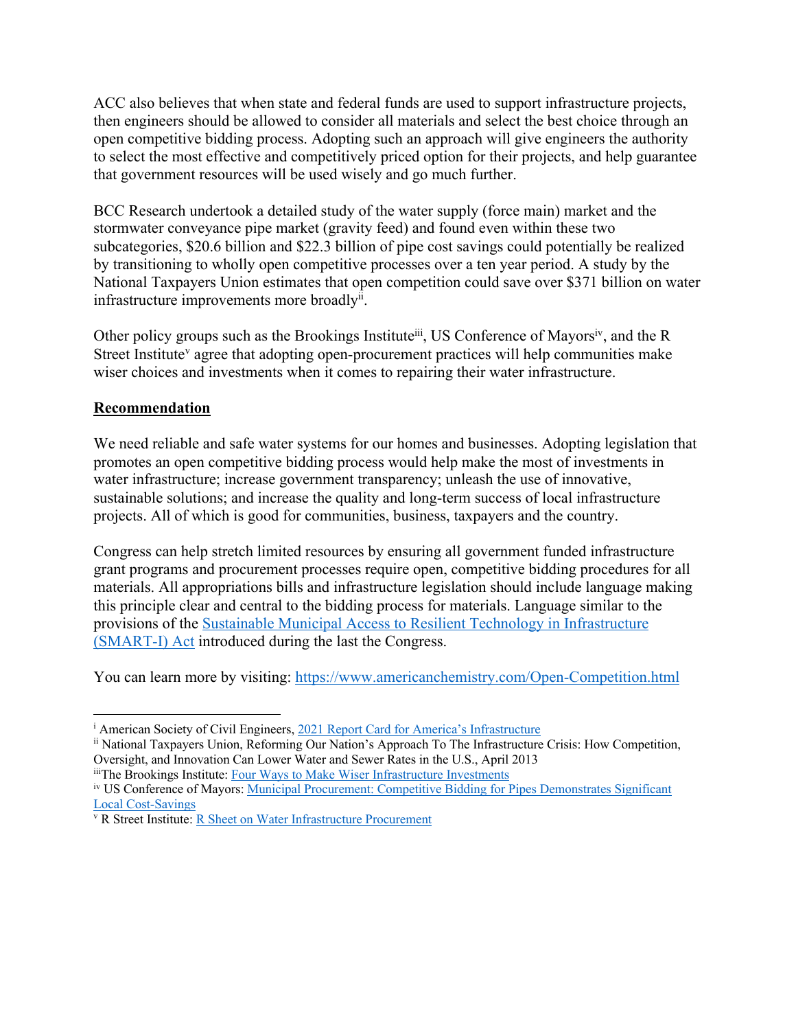ACC also believes that when state and federal funds are used to support infrastructure projects, then engineers should be allowed to consider all materials and select the best choice through an open competitive bidding process. Adopting such an approach will give engineers the authority to select the most effective and competitively priced option for their projects, and help guarantee that government resources will be used wisely and go much further.

BCC Research undertook a detailed study of the water supply (force main) market and the stormwater conveyance pipe market (gravity feed) and found even within these two subcategories, $20.6 billion and $22.3 billion of pipe cost savings could potentially be realized by transitioning to wholly open competitive processes over a ten year period. A study by the National Taxpayers Union estimates that open competition could save over $371 billion on water infrastructure improvements more broadly[ii].

Other policy groups such as the Brookings Institute[iii], US Conference of Mayors[iv], and the R Street Institute[v] agree that adopting open-procurement practices will help communities make wiser choices and investments when it comes to repairing their water infrastructure.

## Recommendation

We need reliable and safe water systems for our homes and businesses. Adopting legislation that promotes an open competitive bidding process would help make the most of investments in water infrastructure; increase government transparency; unleash the use of innovative, sustainable solutions; and increase the quality and long-term success of local infrastructure projects. All of which is good for communities, business, taxpayers and the country.

Congress can help stretch limited resources by ensuring all government funded infrastructure grant programs and procurement processes require open, competitive bidding procedures for all materials. All appropriations bills and infrastructure legislation should include language making this principle clear and central to the bidding process for materials. Language similar to the provisions of the [Sustainable Municipal Access to Resilient Technology in Infrastructure (SMART-I) Act](#) introduced during the last the Congress.

You can learn more by visiting: https://www.americanchemistry.com/Open-Competition.html

---

[i] American Society of Civil Engineers, 2021 Report Card for America's Infrastructure

[ii] National Taxpayers Union, Reforming Our Nation's Approach To The Infrastructure Crisis: How Competition, Oversight, and Innovation Can Lower Water and Sewer Rates in the U.S., April 2013

[iii] The Brookings Institute: Four Ways to Make Wiser Infrastructure Investments

[iv] US Conference of Mayors: Municipal Procurement: Competitive Bidding for Pipes Demonstrates Significant Local Cost-Savings

[v] R Street Institute: R Sheet on Water Infrastructure Procurement